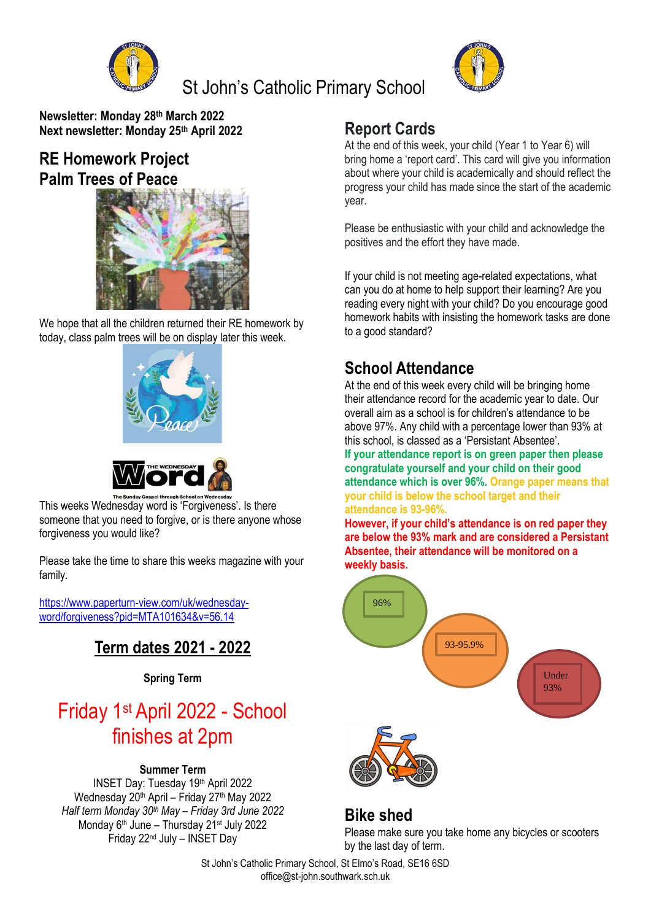# St John's Catholic Primary School

**Newsletter: Monday 28th March 2022**
**Next newsletter: Monday 25th April 2022**

## RE Homework Project
## Palm Trees of Peace

We hope that all the children returned their RE homework by today, class palm trees will be on display later this week.

This weeks Wednesday word is 'Forgiveness'. Is there someone that you need to forgive, or is there anyone whose forgiveness you would like?

Please take the time to share this weeks magazine with your family.

https://www.paperturn-view.com/uk/wednesday-word/forgiveness?pid=MTA101634&v=56.14

## Term dates 2021 - 2022

**Spring Term**

## Friday 1st April 2022 - School finishes at 2pm

**Summer Term**

INSET Day: Tuesday 19th April 2022
Wednesday 20th April – Friday 27th May 2022
*Half term Monday 30th May – Friday 3rd June 2022*
Monday 6th June – Thursday 21st July 2022
Friday 22nd July – INSET Day

## Report Cards

At the end of this week, your child (Year 1 to Year 6) will bring home a 'report card'. This card will give you information about where your child is academically and should reflect the progress your child has made since the start of the academic year.

Please be enthusiastic with your child and acknowledge the positives and the effort they have made.

If your child is not meeting age-related expectations, what can you do at home to help support their learning? Are you reading every night with your child? Do you encourage good homework habits with insisting the homework tasks are done to a good standard?

## School Attendance

At the end of this week every child will be bringing home their attendance record for the academic year to date. Our overall aim as a school is for children's attendance to be above 97%. Any child with a percentage lower than 93% at this school, is classed as a 'Persistant Absentee'.

**If your attendance report is on green paper then please congratulate yourself and your child on their good attendance which is over 96%. Orange paper means that your child is below the school target and their attendance is 93-96%.**

**However, if your child's attendance is on red paper they are below the 93% mark and are considered a Persistant Absentee, their attendance will be monitored on a weekly basis.**

96%

93-95.9%

Under 93%

## Bike shed

Please make sure you take home any bicycles or scooters by the last day of term.

St John's Catholic Primary School, St Elmo's Road, SE16 6SD
office@st-john.southwark.sch.uk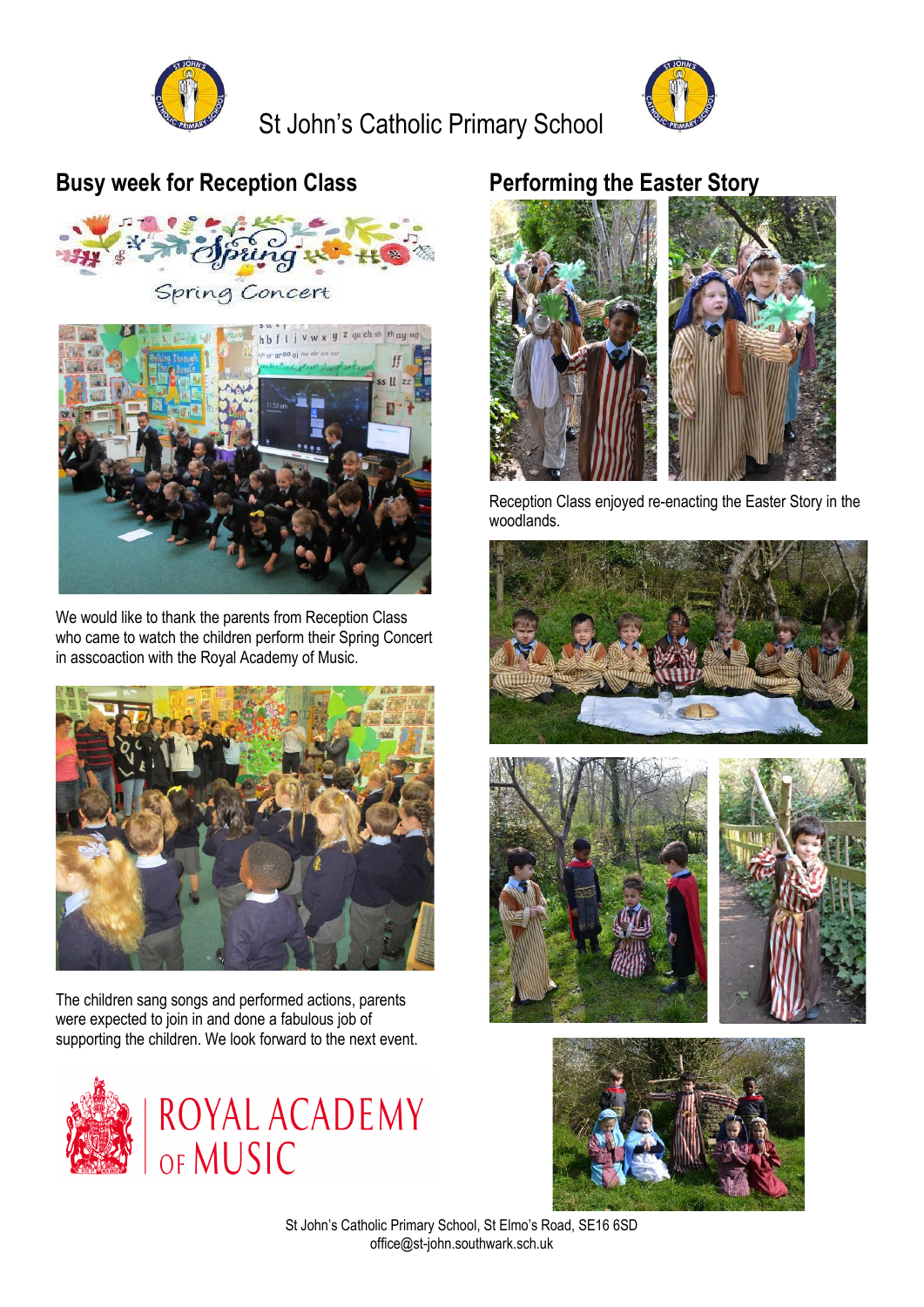# St John's Catholic Primary School

## Busy week for Reception Class

Spring Concert

We would like to thank the parents from Reception Class who came to watch the children perform their Spring Concert in asscoaction with the Royal Academy of Music.

The children sang songs and performed actions, parents were expected to join in and done a fabulous job of supporting the children. We look forward to the next event.

ROYAL ACADEMY OF MUSIC

## Performing the Easter Story

Reception Class enjoyed re-enacting the Easter Story in the woodlands.

St John's Catholic Primary School, St Elmo's Road, SE16 6SD
office@st-john.southwark.sch.uk